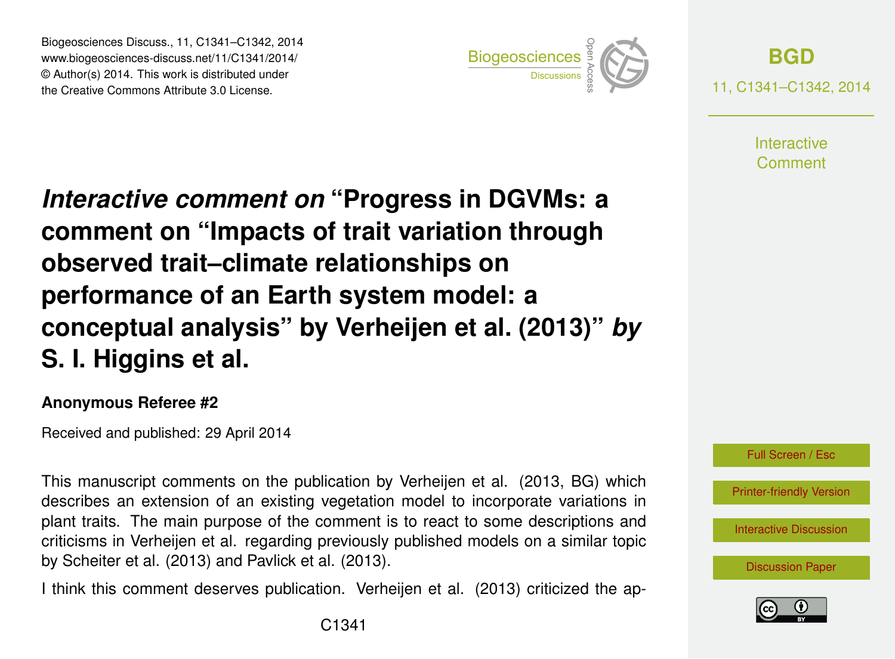# *Interactive comment on* "Progress in DGVMs: a comment on "Impacts of trait variation through observed trait–climate relationships on performance of an Earth system model: a conceptual analysis" by Verheijen et al. (2013)" *by* S. I. Higgins et al.

**Anonymous Referee #2**

Received and published: 29 April 2014

This manuscript comments on the publication by Verheijen et al. (2013, BG) which describes an extension of an existing vegetation model to incorporate variations in plant traits. The main purpose of the comment is to react to some descriptions and criticisms in Verheijen et al. regarding previously published models on a similar topic by Scheiter et al. (2013) and Pavlick et al. (2013).

I think this comment deserves publication. Verheijen et al. (2013) criticized the ap-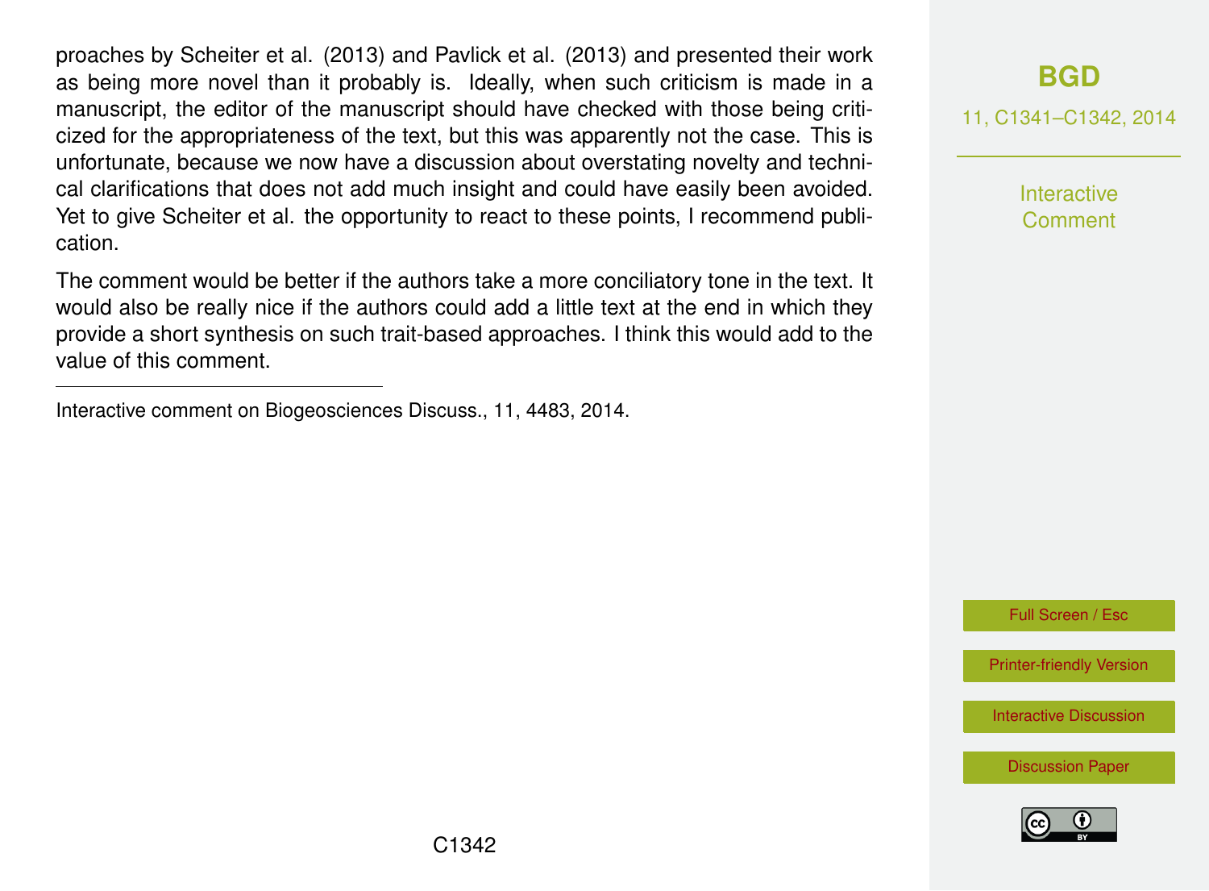proaches by Scheiter et al. (2013) and Pavlick et al. (2013) and presented their work as being more novel than it probably is. Ideally, when such criticism is made in a manuscript, the editor of the manuscript should have checked with those being criticized for the appropriateness of the text, but this was apparently not the case. This is unfortunate, because we now have a discussion about overstating novelty and technical clarifications that does not add much insight and could have easily been avoided. Yet to give Scheiter et al. the opportunity to react to these points, I recommend publication.

The comment would be better if the authors take a more conciliatory tone in the text. It would also be really nice if the authors could add a little text at the end in which they provide a short synthesis on such trait-based approaches. I think this would add to the value of this comment.

---

Interactive comment on Biogeosciences Discuss., 11, 4483, 2014.